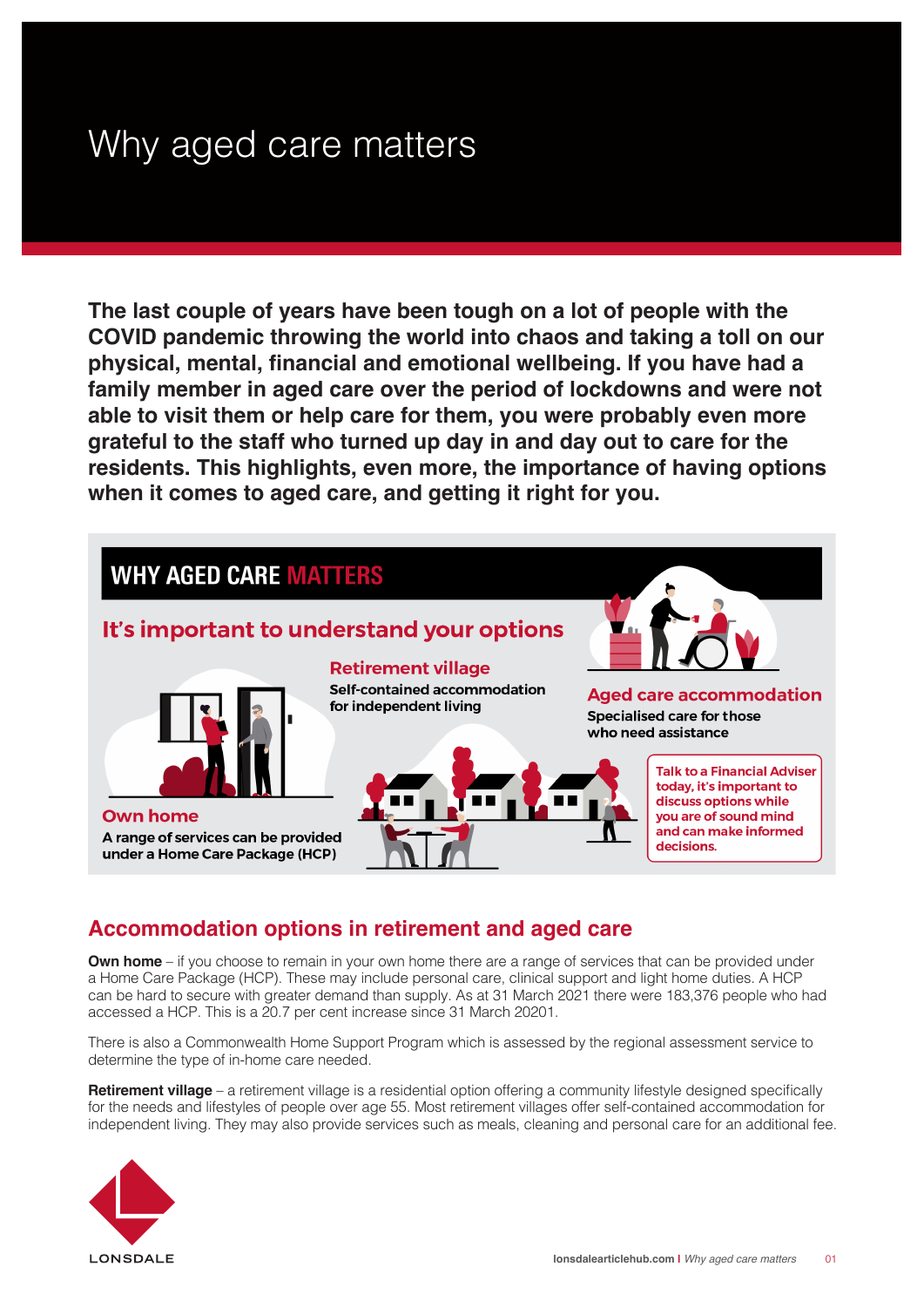# Why aged care matters

**The last couple of years have been tough on a lot of people with the COVID pandemic throwing the world into chaos and taking a toll on our physical, mental, financial and emotional wellbeing. If you have had a family member in aged care over the period of lockdowns and were not able to visit them or help care for them, you were probably even more grateful to the staff who turned up day in and day out to care for the residents. This highlights, even more, the importance of having options when it comes to aged care, and getting it right for you.**

## WHY AGED CARE MATTERS

### It's important to understand your options

**Own home**
A range of services can be provided under a Home Care Package (HCP)

**Retirement village**
Self-contained accommodation for independent living

**Aged care accommodation**
Specialised care for those who need assistance

Talk to a Financial Adviser today, it's important to discuss options while you are of sound mind and can make informed decisions.

## Accommodation options in retirement and aged care

**Own home** – if you choose to remain in your own home there are a range of services that can be provided under a Home Care Package (HCP). These may include personal care, clinical support and light home duties. A HCP can be hard to secure with greater demand than supply. As at 31 March 2021 there were 183,376 people who had accessed a HCP. This is a 20.7 per cent increase since 31 March 2020[1].

There is also a Commonwealth Home Support Program which is assessed by the regional assessment service to determine the type of in-home care needed.

**Retirement village** – a retirement village is a residential option offering a community lifestyle designed specifically for the needs and lifestyles of people over age 55. Most retirement villages offer self-contained accommodation for independent living. They may also provide services such as meals, cleaning and personal care for an additional fee.

LONSDALE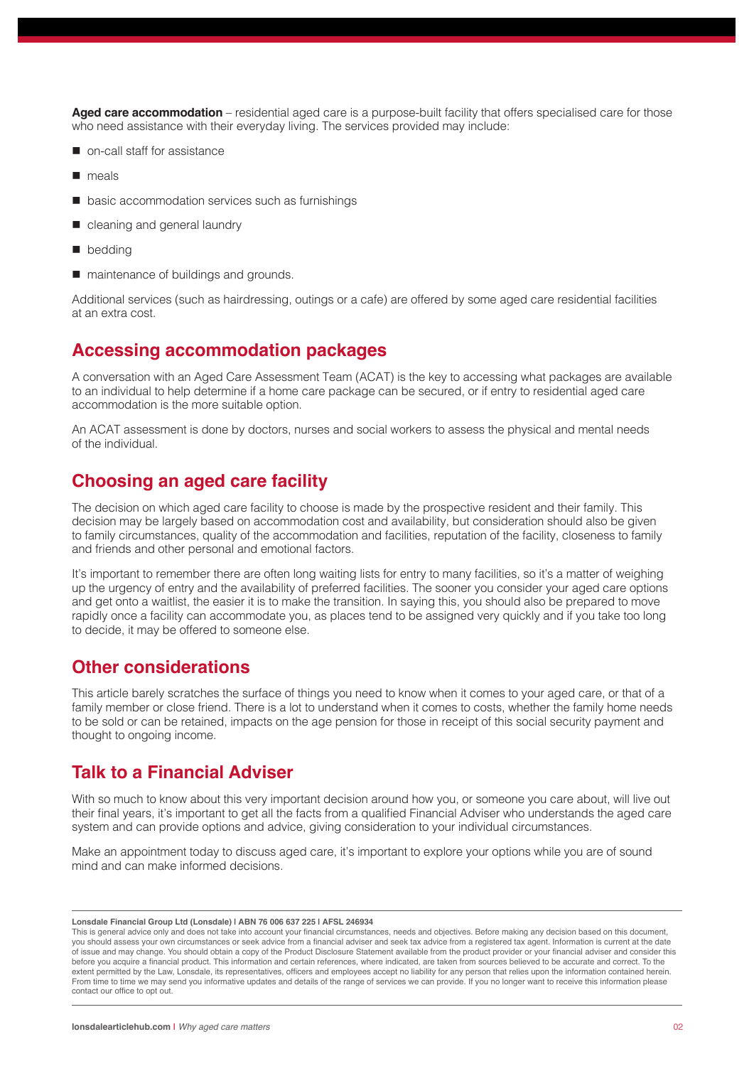**Aged care accommodation** – residential aged care is a purpose-built facility that offers specialised care for those who need assistance with their everyday living. The services provided may include:

- on-call staff for assistance
- meals
- basic accommodation services such as furnishings
- cleaning and general laundry
- bedding
- maintenance of buildings and grounds.

Additional services (such as hairdressing, outings or a cafe) are offered by some aged care residential facilities at an extra cost.

## Accessing accommodation packages

A conversation with an Aged Care Assessment Team (ACAT) is the key to accessing what packages are available to an individual to help determine if a home care package can be secured, or if entry to residential aged care accommodation is the more suitable option.

An ACAT assessment is done by doctors, nurses and social workers to assess the physical and mental needs of the individual.

## Choosing an aged care facility

The decision on which aged care facility to choose is made by the prospective resident and their family. This decision may be largely based on accommodation cost and availability, but consideration should also be given to family circumstances, quality of the accommodation and facilities, reputation of the facility, closeness to family and friends and other personal and emotional factors.

It's important to remember there are often long waiting lists for entry to many facilities, so it's a matter of weighing up the urgency of entry and the availability of preferred facilities. The sooner you consider your aged care options and get onto a waitlist, the easier it is to make the transition. In saying this, you should also be prepared to move rapidly once a facility can accommodate you, as places tend to be assigned very quickly and if you take too long to decide, it may be offered to someone else.

## Other considerations

This article barely scratches the surface of things you need to know when it comes to your aged care, or that of a family member or close friend. There is a lot to understand when it comes to costs, whether the family home needs to be sold or can be retained, impacts on the age pension for those in receipt of this social security payment and thought to ongoing income.

## Talk to a Financial Adviser

With so much to know about this very important decision around how you, or someone you care about, will live out their final years, it's important to get all the facts from a qualified Financial Adviser who understands the aged care system and can provide options and advice, giving consideration to your individual circumstances.

Make an appointment today to discuss aged care, it's important to explore your options while you are of sound mind and can make informed decisions.

---

**Lonsdale Financial Group Ltd (Lonsdale) | ABN 76 006 637 225 | AFSL 246934**

This is general advice only and does not take into account your financial circumstances, needs and objectives. Before making any decision based on this document, you should assess your own circumstances or seek advice from a financial adviser and seek tax advice from a registered tax agent. Information is current at the date of issue and may change. You should obtain a copy of the Product Disclosure Statement available from the product provider or your financial adviser and consider this before you acquire a financial product. This information and certain references, where indicated, are taken from sources believed to be accurate and correct. To the extent permitted by the Law, Lonsdale, its representatives, officers and employees accept no liability for any person that relies upon the information contained herein. From time to time we may send you informative updates and details of the range of services we can provide. If you no longer want to receive this information please contact our office to opt out.